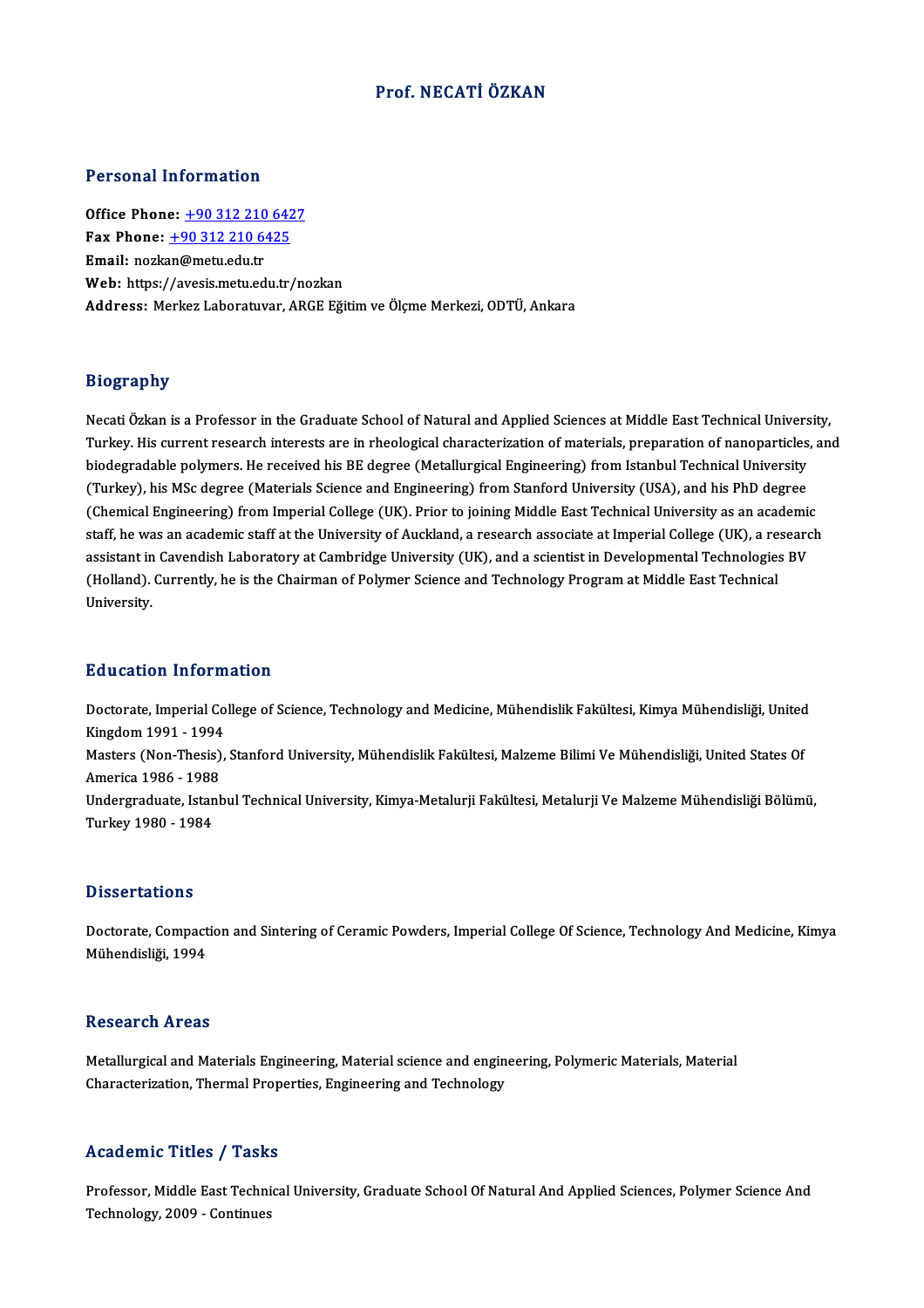# Prof. NECATİ ÖZKAN

## Personal Information

**Office Phone:** +90 312 210 6427
**Fax Phone:** +90 312 210 6425
**Email:** nozkan@metu.edu.tr
**Web:** https://avesis.metu.edu.tr/nozkan
**Address:** Merkez Laboratuvar, ARGE Eğitim ve Ölçme Merkezi, ODTÜ, Ankara

## Biography

Necati Özkan is a Professor in the Graduate School of Natural and Applied Sciences at Middle East Technical University, Turkey. His current research interests are in rheological characterization of materials, preparation of nanoparticles, and biodegradable polymers. He received his BE degree (Metallurgical Engineering) from Istanbul Technical University (Turkey), his MSc degree (Materials Science and Engineering) from Stanford University (USA), and his PhD degree (Chemical Engineering) from Imperial College (UK). Prior to joining Middle East Technical University as an academic staff, he was an academic staff at the University of Auckland, a research associate at Imperial College (UK), a research assistant in Cavendish Laboratory at Cambridge University (UK), and a scientist in Developmental Technologies BV (Holland). Currently, he is the Chairman of Polymer Science and Technology Program at Middle East Technical University.

## Education Information

Doctorate, Imperial College of Science, Technology and Medicine, Mühendislik Fakültesi, Kimya Mühendisliği, United Kingdom 1991 - 1994

Masters (Non-Thesis), Stanford University, Mühendislik Fakültesi, Malzeme Bilimi Ve Mühendisliği, United States Of America 1986 - 1988

Undergraduate, Istanbul Technical University, Kimya-Metalurji Fakültesi, Metalurji Ve Malzeme Mühendisliği Bölümü, Turkey 1980 - 1984

## Dissertations

Doctorate, Compaction and Sintering of Ceramic Powders, Imperial College Of Science, Technology And Medicine, Kimya Mühendisliği, 1994

## Research Areas

Metallurgical and Materials Engineering, Material science and engineering, Polymeric Materials, Material Characterization, Thermal Properties, Engineering and Technology

## Academic Titles / Tasks

Professor, Middle East Technical University, Graduate School Of Natural And Applied Sciences, Polymer Science And Technology, 2009 - Continues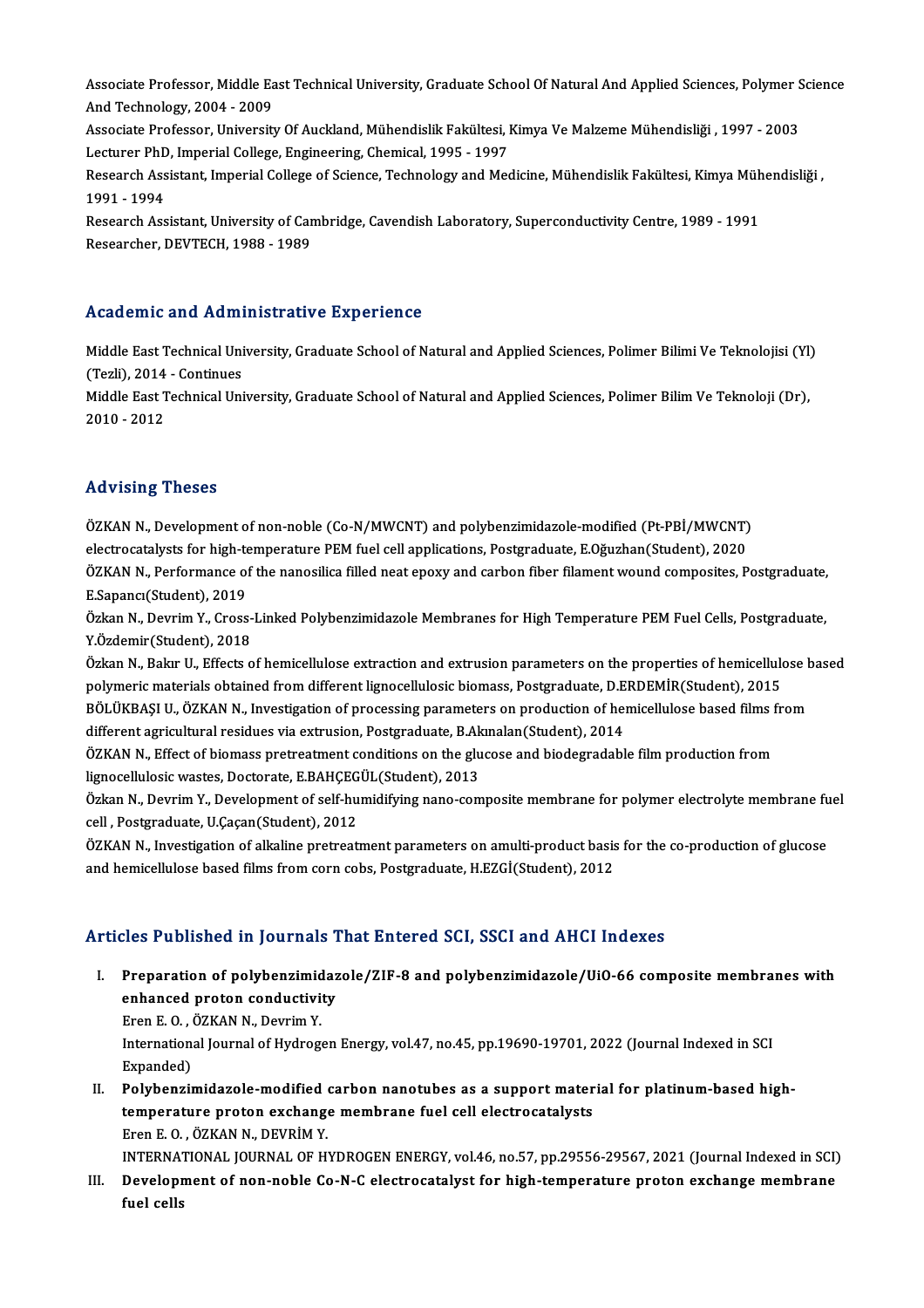Associate Professor, Middle East Technical University, Graduate School Of Natural And Applied Sciences, Polymer Science And Technology, 2004 - 2009

Associate Professor, University Of Auckland, Mühendislik Fakültesi, Kimya Ve Malzeme Mühendisliği , 1997 - 2003

Lecturer PhD, Imperial College, Engineering, Chemical, 1995 - 1997

Research Assistant, Imperial College of Science, Technology and Medicine, Mühendislik Fakültesi, Kimya Mühendisliği , 1991 - 1994

Research Assistant, University of Cambridge, Cavendish Laboratory, Superconductivity Centre, 1989 - 1991

Researcher, DEVTECH, 1988 - 1989

## Academic and Administrative Experience

Middle East Technical University, Graduate School of Natural and Applied Sciences, Polimer Bilimi Ve Teknolojisi (Yl) (Tezli), 2014 - Continues

Middle East Technical University, Graduate School of Natural and Applied Sciences, Polimer Bilim Ve Teknoloji (Dr), 2010 - 2012

## Advising Theses

ÖZKAN N., Development of non-noble (Co-N/MWCNT) and polybenzimidazole-modified (Pt-PBİ/MWCNT) electrocatalysts for high-temperature PEM fuel cell applications, Postgraduate, E.Oğuzhan(Student), 2020

ÖZKAN N., Performance of the nanosilica filled neat epoxy and carbon fiber filament wound composites, Postgraduate, E.Sapancı(Student), 2019

Özkan N., Devrim Y., Cross-Linked Polybenzimidazole Membranes for High Temperature PEM Fuel Cells, Postgraduate, Y.Özdemir(Student), 2018

Özkan N., Bakır U., Effects of hemicellulose extraction and extrusion parameters on the properties of hemicellulose based polymeric materials obtained from different lignocellulosic biomass, Postgraduate, D.ERDEMİR(Student), 2015

BÖLÜKBAŞI U., ÖZKAN N., Investigation of processing parameters on production of hemicellulose based films from different agricultural residues via extrusion, Postgraduate, B.Akınalan(Student), 2014

ÖZKAN N., Effect of biomass pretreatment conditions on the glucose and biodegradable film production from lignocellulosic wastes, Doctorate, E.BAHÇEGÜL(Student), 2013

Özkan N., Devrim Y., Development of self-humidifying nano-composite membrane for polymer electrolyte membrane fuel cell , Postgraduate, U.Çaçan(Student), 2012

ÖZKAN N., Investigation of alkaline pretreatment parameters on amulti-product basis for the co-production of glucose and hemicellulose based films from corn cobs, Postgraduate, H.EZGİ(Student), 2012

## Articles Published in Journals That Entered SCI, SSCI and AHCI Indexes

I. **Preparation of polybenzimidazole/ZIF-8 and polybenzimidazole/UiO-66 composite membranes with enhanced proton conductivity**
   Eren E. O. , ÖZKAN N., Devrim Y.
   International Journal of Hydrogen Energy, vol.47, no.45, pp.19690-19701, 2022 (Journal Indexed in SCI Expanded)

II. **Polybenzimidazole-modified carbon nanotubes as a support material for platinum-based high-temperature proton exchange membrane fuel cell electrocatalysts**
   Eren E. O. , ÖZKAN N., DEVRİM Y.
   INTERNATIONAL JOURNAL OF HYDROGEN ENERGY, vol.46, no.57, pp.29556-29567, 2021 (Journal Indexed in SCI)

III. **Development of non-noble Co-N-C electrocatalyst for high-temperature proton exchange membrane fuel cells**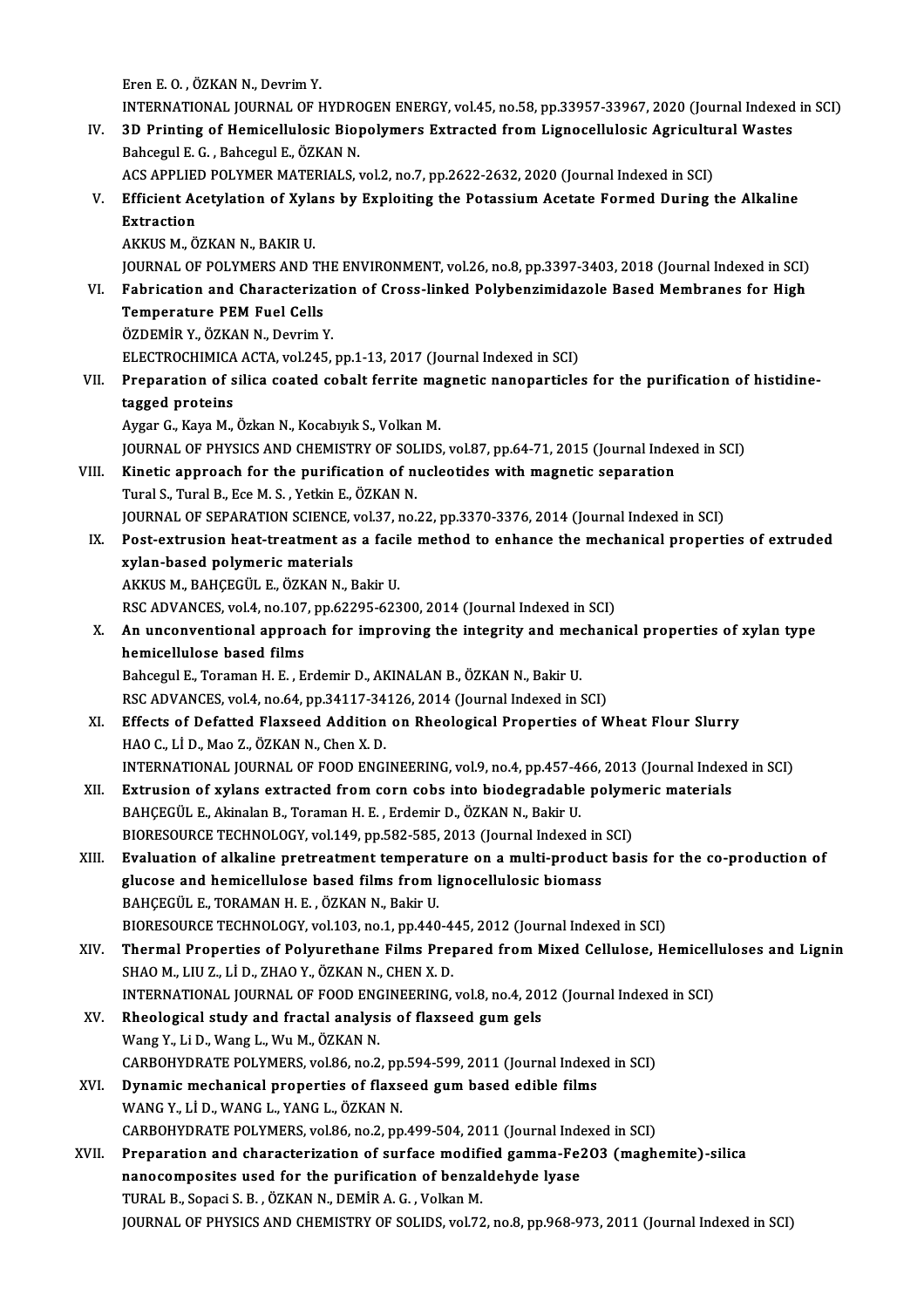Eren E. O. , ÖZKAN N., Devrim Y.
INTERNATIONAL JOURNAL OF HYDROGEN ENERGY, vol.45, no.58, pp.33957-33967, 2020 (Journal Indexed in SCI)

IV. **3D Printing of Hemicellulosic Biopolymers Extracted from Lignocellulosic Agricultural Wastes**
Bahcegul E. G. , Bahcegul E., ÖZKAN N.
ACS APPLIED POLYMER MATERIALS, vol.2, no.7, pp.2622-2632, 2020 (Journal Indexed in SCI)

V. **Efficient Acetylation of Xylans by Exploiting the Potassium Acetate Formed During the Alkaline Extraction**
AKKUS M., ÖZKAN N., BAKIR U.
JOURNAL OF POLYMERS AND THE ENVIRONMENT, vol.26, no.8, pp.3397-3403, 2018 (Journal Indexed in SCI)

VI. **Fabrication and Characterization of Cross-linked Polybenzimidazole Based Membranes for High Temperature PEM Fuel Cells**
ÖZDEMİR Y., ÖZKAN N., Devrim Y.
ELECTROCHIMICA ACTA, vol.245, pp.1-13, 2017 (Journal Indexed in SCI)

VII. **Preparation of silica coated cobalt ferrite magnetic nanoparticles for the purification of histidine-tagged proteins**
Aygar G., Kaya M., Özkan N., Kocabıyık S., Volkan M.
JOURNAL OF PHYSICS AND CHEMISTRY OF SOLIDS, vol.87, pp.64-71, 2015 (Journal Indexed in SCI)

VIII. **Kinetic approach for the purification of nucleotides with magnetic separation**
Tural S., Tural B., Ece M. S. , Yetkin E., ÖZKAN N.
JOURNAL OF SEPARATION SCIENCE, vol.37, no.22, pp.3370-3376, 2014 (Journal Indexed in SCI)

IX. **Post-extrusion heat-treatment as a facile method to enhance the mechanical properties of extruded xylan-based polymeric materials**
AKKUS M., BAHÇEGÜL E., ÖZKAN N., Bakir U.
RSC ADVANCES, vol.4, no.107, pp.62295-62300, 2014 (Journal Indexed in SCI)

X. **An unconventional approach for improving the integrity and mechanical properties of xylan type hemicellulose based films**
Bahcegul E., Toraman H. E. , Erdemir D., AKINALAN B., ÖZKAN N., Bakir U.
RSC ADVANCES, vol.4, no.64, pp.34117-34126, 2014 (Journal Indexed in SCI)

XI. **Effects of Defatted Flaxseed Addition on Rheological Properties of Wheat Flour Slurry**
HAO C., Lİ D., Mao Z., ÖZKAN N., Chen X. D.
INTERNATIONAL JOURNAL OF FOOD ENGINEERING, vol.9, no.4, pp.457-466, 2013 (Journal Indexed in SCI)

XII. **Extrusion of xylans extracted from corn cobs into biodegradable polymeric materials**
BAHÇEGÜL E., Akinalan B., Toraman H. E. , Erdemir D., ÖZKAN N., Bakir U.
BIORESOURCE TECHNOLOGY, vol.149, pp.582-585, 2013 (Journal Indexed in SCI)

XIII. **Evaluation of alkaline pretreatment temperature on a multi-product basis for the co-production of glucose and hemicellulose based films from lignocellulosic biomass**
BAHÇEGÜL E., TORAMAN H. E. , ÖZKAN N., Bakir U.
BIORESOURCE TECHNOLOGY, vol.103, no.1, pp.440-445, 2012 (Journal Indexed in SCI)

XIV. **Thermal Properties of Polyurethane Films Prepared from Mixed Cellulose, Hemicelluloses and Lignin**
SHAO M., LIU Z., Lİ D., ZHAO Y., ÖZKAN N., CHEN X. D.
INTERNATIONAL JOURNAL OF FOOD ENGINEERING, vol.8, no.4, 2012 (Journal Indexed in SCI)

XV. **Rheological study and fractal analysis of flaxseed gum gels**
Wang Y., Li D., Wang L., Wu M., ÖZKAN N.
CARBOHYDRATE POLYMERS, vol.86, no.2, pp.594-599, 2011 (Journal Indexed in SCI)

XVI. **Dynamic mechanical properties of flaxseed gum based edible films**
WANG Y., Lİ D., WANG L., YANG L., ÖZKAN N.
CARBOHYDRATE POLYMERS, vol.86, no.2, pp.499-504, 2011 (Journal Indexed in SCI)

XVII. **Preparation and characterization of surface modified gamma-Fe2O3 (maghemite)-silica nanocomposites used for the purification of benzaldehyde lyase**
TURAL B., Sopaci S. B. , ÖZKAN N., DEMİR A. G. , Volkan M.
JOURNAL OF PHYSICS AND CHEMISTRY OF SOLIDS, vol.72, no.8, pp.968-973, 2011 (Journal Indexed in SCI)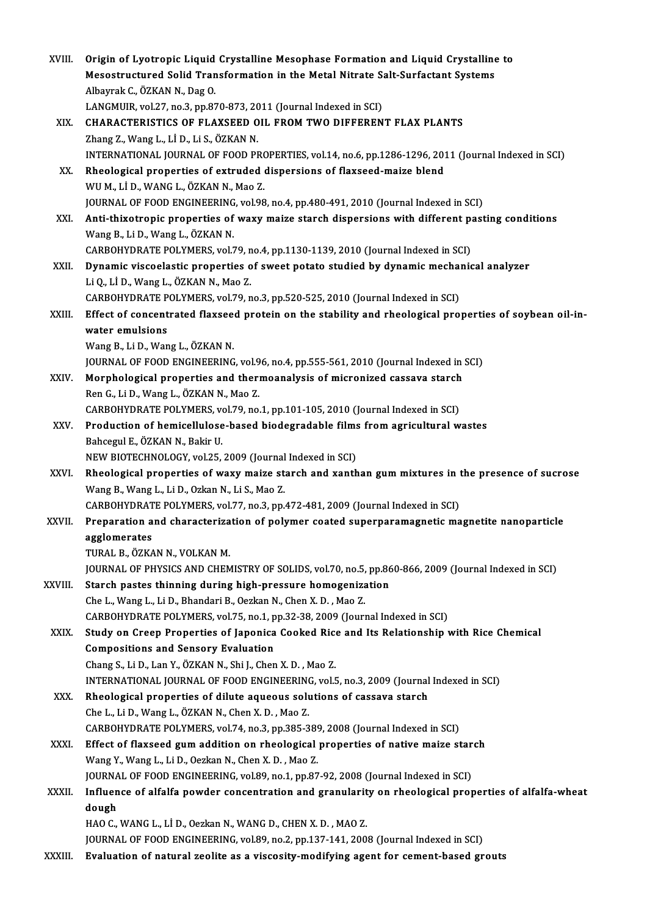XVIII. **Origin of Lyotropic Liquid Crystalline Mesophase Formation and Liquid Crystalline to Mesostructured Solid Transformation in the Metal Nitrate Salt-Surfactant Systems**
Albayrak C., ÖZKAN N., Dag O.
LANGMUIR, vol.27, no.3, pp.870-873, 2011 (Journal Indexed in SCI)

XIX. **CHARACTERISTICS OF FLAXSEED OIL FROM TWO DIFFERENT FLAX PLANTS**
Zhang Z., Wang L., Lİ D., Li S., ÖZKAN N.
INTERNATIONAL JOURNAL OF FOOD PROPERTIES, vol.14, no.6, pp.1286-1296, 2011 (Journal Indexed in SCI)

XX. **Rheological properties of extruded dispersions of flaxseed-maize blend**
WU M., Lİ D., WANG L., ÖZKAN N., Mao Z.
JOURNAL OF FOOD ENGINEERING, vol.98, no.4, pp.480-491, 2010 (Journal Indexed in SCI)

XXI. **Anti-thixotropic properties of waxy maize starch dispersions with different pasting conditions**
Wang B., Li D., Wang L., ÖZKAN N.
CARBOHYDRATE POLYMERS, vol.79, no.4, pp.1130-1139, 2010 (Journal Indexed in SCI)

XXII. **Dynamic viscoelastic properties of sweet potato studied by dynamic mechanical analyzer**
Li Q., Lİ D., Wang L., ÖZKAN N., Mao Z.
CARBOHYDRATE POLYMERS, vol.79, no.3, pp.520-525, 2010 (Journal Indexed in SCI)

XXIII. **Effect of concentrated flaxseed protein on the stability and rheological properties of soybean oil-in-water emulsions**
Wang B., Li D., Wang L., ÖZKAN N.
JOURNAL OF FOOD ENGINEERING, vol.96, no.4, pp.555-561, 2010 (Journal Indexed in SCI)

XXIV. **Morphological properties and thermoanalysis of micronized cassava starch**
Ren G., Li D., Wang L., ÖZKAN N., Mao Z.
CARBOHYDRATE POLYMERS, vol.79, no.1, pp.101-105, 2010 (Journal Indexed in SCI)

XXV. **Production of hemicellulose-based biodegradable films from agricultural wastes**
Bahcegul E., ÖZKAN N., Bakir U.
NEW BIOTECHNOLOGY, vol.25, 2009 (Journal Indexed in SCI)

XXVI. **Rheological properties of waxy maize starch and xanthan gum mixtures in the presence of sucrose**
Wang B., Wang L., Li D., Ozkan N., Li S., Mao Z.
CARBOHYDRATE POLYMERS, vol.77, no.3, pp.472-481, 2009 (Journal Indexed in SCI)

XXVII. **Preparation and characterization of polymer coated superparamagnetic magnetite nanoparticle agglomerates**
TURAL B., ÖZKAN N., VOLKAN M.
JOURNAL OF PHYSICS AND CHEMISTRY OF SOLIDS, vol.70, no.5, pp.860-866, 2009 (Journal Indexed in SCI)

XXVIII. **Starch pastes thinning during high-pressure homogenization**
Che L., Wang L., Li D., Bhandari B., Oezkan N., Chen X. D. , Mao Z.
CARBOHYDRATE POLYMERS, vol.75, no.1, pp.32-38, 2009 (Journal Indexed in SCI)

XXIX. **Study on Creep Properties of Japonica Cooked Rice and Its Relationship with Rice Chemical Compositions and Sensory Evaluation**
Chang S., Li D., Lan Y., ÖZKAN N., Shi J., Chen X. D. , Mao Z.
INTERNATIONAL JOURNAL OF FOOD ENGINEERING, vol.5, no.3, 2009 (Journal Indexed in SCI)

XXX. **Rheological properties of dilute aqueous solutions of cassava starch**
Che L., Li D., Wang L., ÖZKAN N., Chen X. D. , Mao Z.
CARBOHYDRATE POLYMERS, vol.74, no.3, pp.385-389, 2008 (Journal Indexed in SCI)

XXXI. **Effect of flaxseed gum addition on rheological properties of native maize starch**
Wang Y., Wang L., Li D., Oezkan N., Chen X. D. , Mao Z.
JOURNAL OF FOOD ENGINEERING, vol.89, no.1, pp.87-92, 2008 (Journal Indexed in SCI)

XXXII. **Influence of alfalfa powder concentration and granularity on rheological properties of alfalfa-wheat dough**
HAO C., WANG L., Lİ D., Oezkan N., WANG D., CHEN X. D. , MAO Z.
JOURNAL OF FOOD ENGINEERING, vol.89, no.2, pp.137-141, 2008 (Journal Indexed in SCI)

XXXIII. **Evaluation of natural zeolite as a viscosity-modifying agent for cement-based grouts**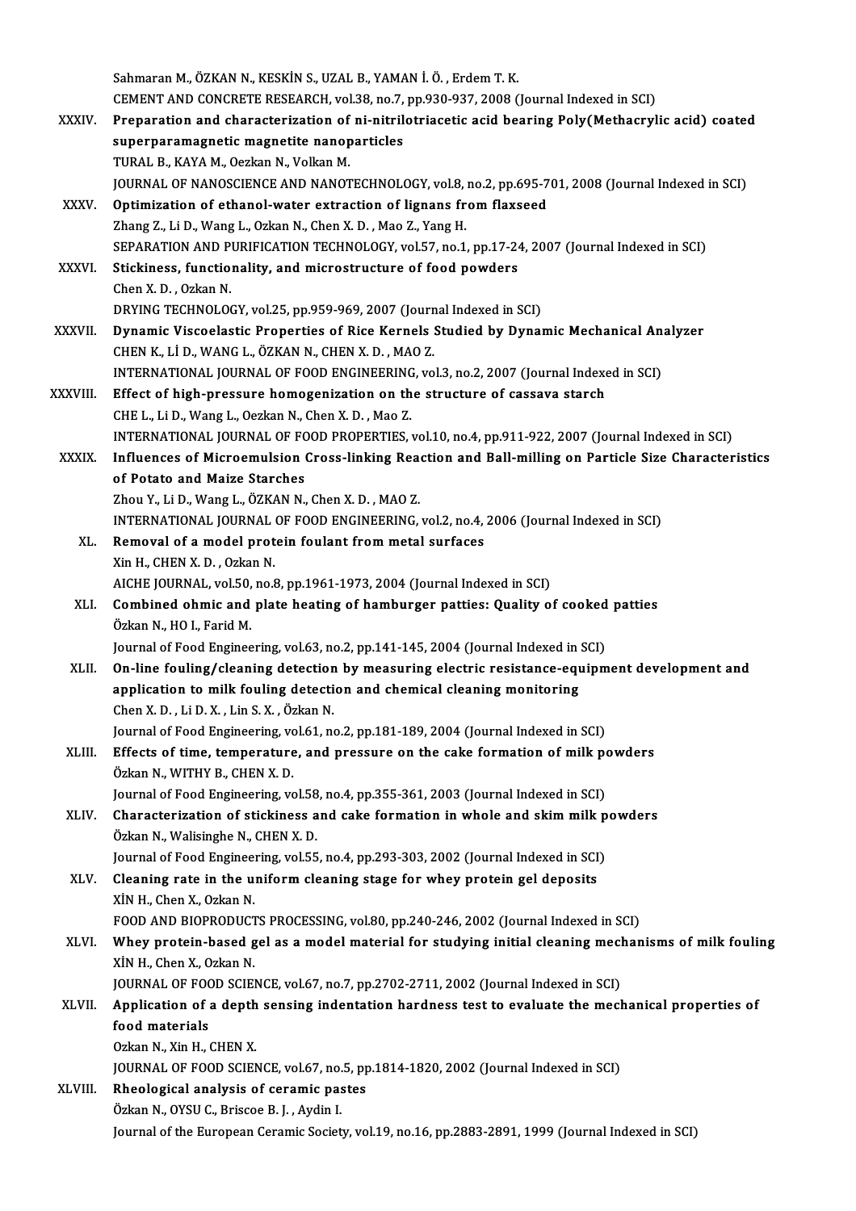Sahmaran M., ÖZKAN N., KESKİN S., UZAL B., YAMAN İ. Ö. , Erdem T. K.
CEMENT AND CONCRETE RESEARCH, vol.38, no.7, pp.930-937, 2008 (Journal Indexed in SCI)

XXXIV. **Preparation and characterization of ni-nitrilotriacetic acid bearing Poly(Methacrylic acid) coated superparamagnetic magnetite nanoparticles**
TURAL B., KAYA M., Oezkan N., Volkan M.
JOURNAL OF NANOSCIENCE AND NANOTECHNOLOGY, vol.8, no.2, pp.695-701, 2008 (Journal Indexed in SCI)

XXXV. **Optimization of ethanol-water extraction of lignans from flaxseed**
Zhang Z., Li D., Wang L., Ozkan N., Chen X. D. , Mao Z., Yang H.
SEPARATION AND PURIFICATION TECHNOLOGY, vol.57, no.1, pp.17-24, 2007 (Journal Indexed in SCI)

XXXVI. **Stickiness, functionality, and microstructure of food powders**
Chen X. D. , Ozkan N.
DRYING TECHNOLOGY, vol.25, pp.959-969, 2007 (Journal Indexed in SCI)

XXXVII. **Dynamic Viscoelastic Properties of Rice Kernels Studied by Dynamic Mechanical Analyzer**
CHEN K., Lİ D., WANG L., ÖZKAN N., CHEN X. D. , MAO Z.
INTERNATIONAL JOURNAL OF FOOD ENGINEERING, vol.3, no.2, 2007 (Journal Indexed in SCI)

XXXVIII. **Effect of high-pressure homogenization on the structure of cassava starch**
CHE L., Li D., Wang L., Oezkan N., Chen X. D. , Mao Z.
INTERNATIONAL JOURNAL OF FOOD PROPERTIES, vol.10, no.4, pp.911-922, 2007 (Journal Indexed in SCI)

XXXIX. **Influences of Microemulsion Cross-linking Reaction and Ball-milling on Particle Size Characteristics of Potato and Maize Starches**
Zhou Y., Li D., Wang L., ÖZKAN N., Chen X. D. , MAO Z.
INTERNATIONAL JOURNAL OF FOOD ENGINEERING, vol.2, no.4, 2006 (Journal Indexed in SCI)

XL. **Removal of a model protein foulant from metal surfaces**
Xin H., CHEN X. D. , Ozkan N.
AICHE JOURNAL, vol.50, no.8, pp.1961-1973, 2004 (Journal Indexed in SCI)

XLI. **Combined ohmic and plate heating of hamburger patties: Quality of cooked patties**
Özkan N., HO I., Farid M.
Journal of Food Engineering, vol.63, no.2, pp.141-145, 2004 (Journal Indexed in SCI)

XLII. **On-line fouling/cleaning detection by measuring electric resistance-equipment development and application to milk fouling detection and chemical cleaning monitoring**
Chen X. D. , Li D. X. , Lin S. X. , Özkan N.
Journal of Food Engineering, vol.61, no.2, pp.181-189, 2004 (Journal Indexed in SCI)

XLIII. **Effects of time, temperature, and pressure on the cake formation of milk powders**
Özkan N., WITHY B., CHEN X. D.
Journal of Food Engineering, vol.58, no.4, pp.355-361, 2003 (Journal Indexed in SCI)

XLIV. **Characterization of stickiness and cake formation in whole and skim milk powders**
Özkan N., Walisinghe N., CHEN X. D.
Journal of Food Engineering, vol.55, no.4, pp.293-303, 2002 (Journal Indexed in SCI)

XLV. **Cleaning rate in the uniform cleaning stage for whey protein gel deposits**
XİN H., Chen X., Ozkan N.
FOOD AND BIOPRODUCTS PROCESSING, vol.80, pp.240-246, 2002 (Journal Indexed in SCI)

XLVI. **Whey protein-based gel as a model material for studying initial cleaning mechanisms of milk fouling**
XİN H., Chen X., Ozkan N.
JOURNAL OF FOOD SCIENCE, vol.67, no.7, pp.2702-2711, 2002 (Journal Indexed in SCI)

XLVII. **Application of a depth sensing indentation hardness test to evaluate the mechanical properties of food materials**
Ozkan N., Xin H., CHEN X.
JOURNAL OF FOOD SCIENCE, vol.67, no.5, pp.1814-1820, 2002 (Journal Indexed in SCI)

XLVIII. **Rheological analysis of ceramic pastes**
Özkan N., OYSU C., Briscoe B. J. , Aydin I.
Journal of the European Ceramic Society, vol.19, no.16, pp.2883-2891, 1999 (Journal Indexed in SCI)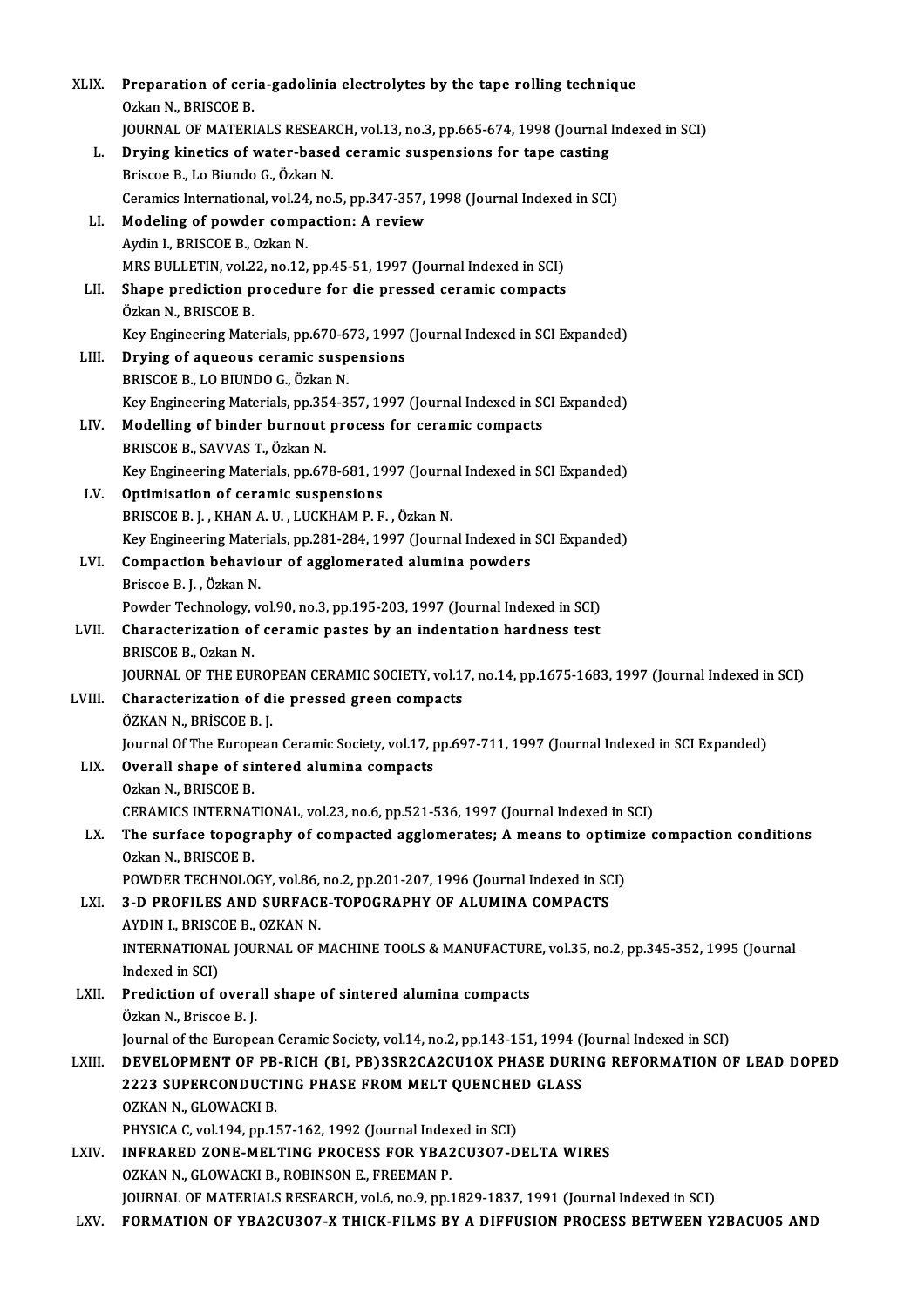XLIX. **Preparation of ceria-gadolinia electrolytes by the tape rolling technique**
Ozkan N., BRISCOE B.
JOURNAL OF MATERIALS RESEARCH, vol.13, no.3, pp.665-674, 1998 (Journal Indexed in SCI)

L. **Drying kinetics of water-based ceramic suspensions for tape casting**
Briscoe B., Lo Biundo G., Özkan N.
Ceramics International, vol.24, no.5, pp.347-357, 1998 (Journal Indexed in SCI)

LI. **Modeling of powder compaction: A review**
Aydin I., BRISCOE B., Ozkan N.
MRS BULLETIN, vol.22, no.12, pp.45-51, 1997 (Journal Indexed in SCI)

LII. **Shape prediction procedure for die pressed ceramic compacts**
Özkan N., BRISCOE B.
Key Engineering Materials, pp.670-673, 1997 (Journal Indexed in SCI Expanded)

LIII. **Drying of aqueous ceramic suspensions**
BRISCOE B., LO BIUNDO G., Özkan N.
Key Engineering Materials, pp.354-357, 1997 (Journal Indexed in SCI Expanded)

LIV. **Modelling of binder burnout process for ceramic compacts**
BRISCOE B., SAVVAS T., Özkan N.
Key Engineering Materials, pp.678-681, 1997 (Journal Indexed in SCI Expanded)

LV. **Optimisation of ceramic suspensions**
BRISCOE B. J. , KHAN A. U. , LUCKHAM P. F. , Özkan N.
Key Engineering Materials, pp.281-284, 1997 (Journal Indexed in SCI Expanded)

LVI. **Compaction behaviour of agglomerated alumina powders**
Briscoe B. J. , Özkan N.
Powder Technology, vol.90, no.3, pp.195-203, 1997 (Journal Indexed in SCI)

LVII. **Characterization of ceramic pastes by an indentation hardness test**
BRISCOE B., Ozkan N.
JOURNAL OF THE EUROPEAN CERAMIC SOCIETY, vol.17, no.14, pp.1675-1683, 1997 (Journal Indexed in SCI)

LVIII. **Characterization of die pressed green compacts**
ÖZKAN N., BRİSCOE B. J.
Journal Of The European Ceramic Society, vol.17, pp.697-711, 1997 (Journal Indexed in SCI Expanded)

LIX. **Overall shape of sintered alumina compacts**
Ozkan N., BRISCOE B.
CERAMICS INTERNATIONAL, vol.23, no.6, pp.521-536, 1997 (Journal Indexed in SCI)

LX. **The surface topography of compacted agglomerates; A means to optimize compaction conditions**
Ozkan N., BRISCOE B.
POWDER TECHNOLOGY, vol.86, no.2, pp.201-207, 1996 (Journal Indexed in SCI)

LXI. **3-D PROFILES AND SURFACE-TOPOGRAPHY OF ALUMINA COMPACTS**
AYDIN I., BRISCOE B., OZKAN N.
INTERNATIONAL JOURNAL OF MACHINE TOOLS & MANUFACTURE, vol.35, no.2, pp.345-352, 1995 (Journal Indexed in SCI)

LXII. **Prediction of overall shape of sintered alumina compacts**
Özkan N., Briscoe B. J.
Journal of the European Ceramic Society, vol.14, no.2, pp.143-151, 1994 (Journal Indexed in SCI)

LXIII. **DEVELOPMENT OF PB-RICH (BI, PB)3SR2CA2CU1OX PHASE DURING REFORMATION OF LEAD DOPED 2223 SUPERCONDUCTING PHASE FROM MELT QUENCHED GLASS**
OZKAN N., GLOWACKI B.
PHYSICA C, vol.194, pp.157-162, 1992 (Journal Indexed in SCI)

LXIV. **INFRARED ZONE-MELTING PROCESS FOR YBA2CU3O7-DELTA WIRES**
OZKAN N., GLOWACKI B., ROBINSON E., FREEMAN P.
JOURNAL OF MATERIALS RESEARCH, vol.6, no.9, pp.1829-1837, 1991 (Journal Indexed in SCI)

LXV. **FORMATION OF YBA2CU3O7-X THICK-FILMS BY A DIFFUSION PROCESS BETWEEN Y2BACUO5 AND**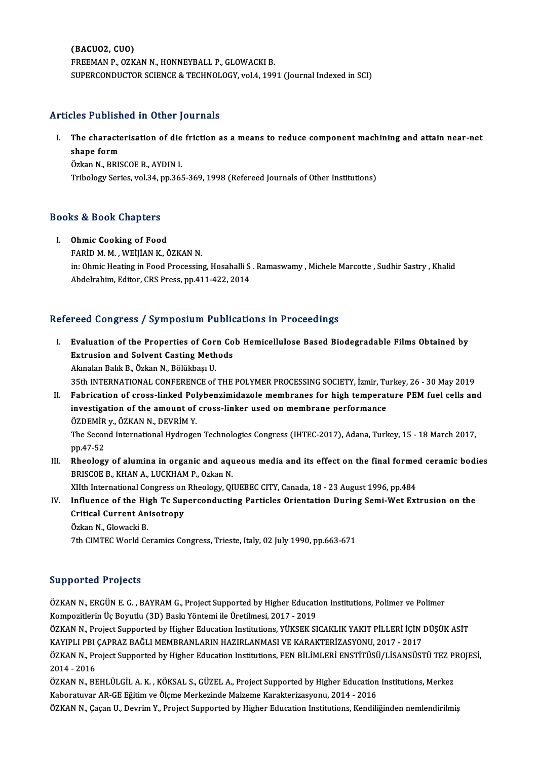**(BACUO2, CUO)**
FREEMAN P., OZKAN N., HONNEYBALL P., GLOWACKI B.
SUPERCONDUCTOR SCIENCE & TECHNOLOGY, vol.4, 1991 (Journal Indexed in SCI)

## Articles Published in Other Journals

I. **The characterisation of die friction as a means to reduce component machining and attain near-net shape form**
Özkan N., BRISCOE B., AYDIN I.
Tribology Series, vol.34, pp.365-369, 1998 (Refereed Journals of Other Institutions)

## Books & Book Chapters

I. **Ohmic Cooking of Food**
FARİD M. M. , WEİJİAN K., ÖZKAN N.
in: Ohmic Heating in Food Processing, Hosahalli S . Ramaswamy , Michele Marcotte , Sudhir Sastry , Khalid Abdelrahim, Editor, CRS Press, pp.411-422, 2014

## Refereed Congress / Symposium Publications in Proceedings

I. **Evaluation of the Properties of Corn Cob Hemicellulose Based Biodegradable Films Obtained by Extrusion and Solvent Casting Methods**
Akınalan Balık B., Özkan N., Bölükbaşı U.
35th INTERNATIONAL CONFERENCE of THE POLYMER PROCESSING SOCIETY, İzmir, Turkey, 26 - 30 May 2019
II. **Fabrication of cross-linked Polybenzimidazole membranes for high temperature PEM fuel cells and investigation of the amount of cross-linker used on membrane performance**
ÖZDEMİR y., ÖZKAN N., DEVRİM Y.
The Second International Hydrogen Technologies Congress (IHTEC-2017), Adana, Turkey, 15 - 18 March 2017, pp.47-52
III. **Rheology of alumina in organic and aqueous media and its effect on the final formed ceramic bodies**
BRISCOE B., KHAN A., LUCKHAM P., Ozkan N.
XIIth International Congress on Rheology, QIUEBEC CITY, Canada, 18 - 23 August 1996, pp.484
IV. **Influence of the High Tc Superconducting Particles Orientation During Semi-Wet Extrusion on the Critical Current Anisotropy**
Özkan N., Glowacki B.
7th CIMTEC World Ceramics Congress, Trieste, Italy, 02 July 1990, pp.663-671

## Supported Projects

ÖZKAN N., ERGÜN E. G. , BAYRAM G., Project Supported by Higher Education Institutions, Polimer ve Polimer Kompozitlerin Üç Boyutlu (3D) Baskı Yöntemi ile Üretilmesi, 2017 - 2019
ÖZKAN N., Project Supported by Higher Education Institutions, YÜKSEK SICAKLIK YAKIT PİLLERİ İÇİN DÜŞÜK ASİT KAYIPLI PBI ÇAPRAZ BAĞLI MEMBRANLARIN HAZIRLANMASI VE KARAKTERİZASYONU, 2017 - 2017
ÖZKAN N., Project Supported by Higher Education Institutions, FEN BİLİMLERİ ENSTİTÜSÜ/LİSANSÜSTÜ TEZ PROJESİ, 2014 - 2016
ÖZKAN N., BEHLÜLGİL A. K. , KÖKSAL S., GÜZEL A., Project Supported by Higher Education Institutions, Merkez Kaboratuvar AR-GE Eğitim ve Ölçme Merkezinde Malzeme Karakterizasyonu, 2014 - 2016
ÖZKAN N., Çaçan U., Devrim Y., Project Supported by Higher Education Institutions, Kendiliğinden nemlendirilmiş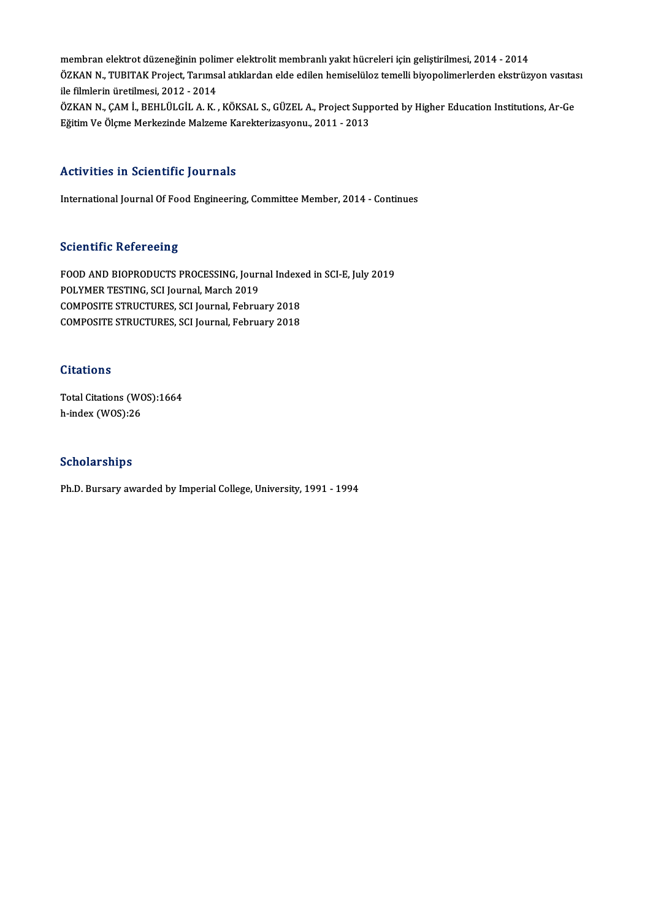membran elektrot düzeneğinin polimer elektrolit membranlı yakıt hücreleri için geliştirilmesi, 2014 - 2014
ÖZKAN N., TUBITAK Project, Tarımsal atıklardan elde edilen hemiselüloz temelli biyopolimerlerden ekstrüzyon vasıtası ile filmlerin üretilmesi, 2012 - 2014
ÖZKAN N., ÇAM İ., BEHLÜLGİL A. K. , KÖKSAL S., GÜZEL A., Project Supported by Higher Education Institutions, Ar-Ge Eğitim Ve Ölçme Merkezinde Malzeme Karekterizasyonu., 2011 - 2013

## Activities in Scientific Journals

International Journal Of Food Engineering, Committee Member, 2014 - Continues

## Scientific Refereeing

FOOD AND BIOPRODUCTS PROCESSING, Journal Indexed in SCI-E, July 2019
POLYMER TESTING, SCI Journal, March 2019
COMPOSITE STRUCTURES, SCI Journal, February 2018
COMPOSITE STRUCTURES, SCI Journal, February 2018

## Citations

Total Citations (WOS):1664
h-index (WOS):26

## Scholarships

Ph.D. Bursary awarded by Imperial College, University, 1991 - 1994